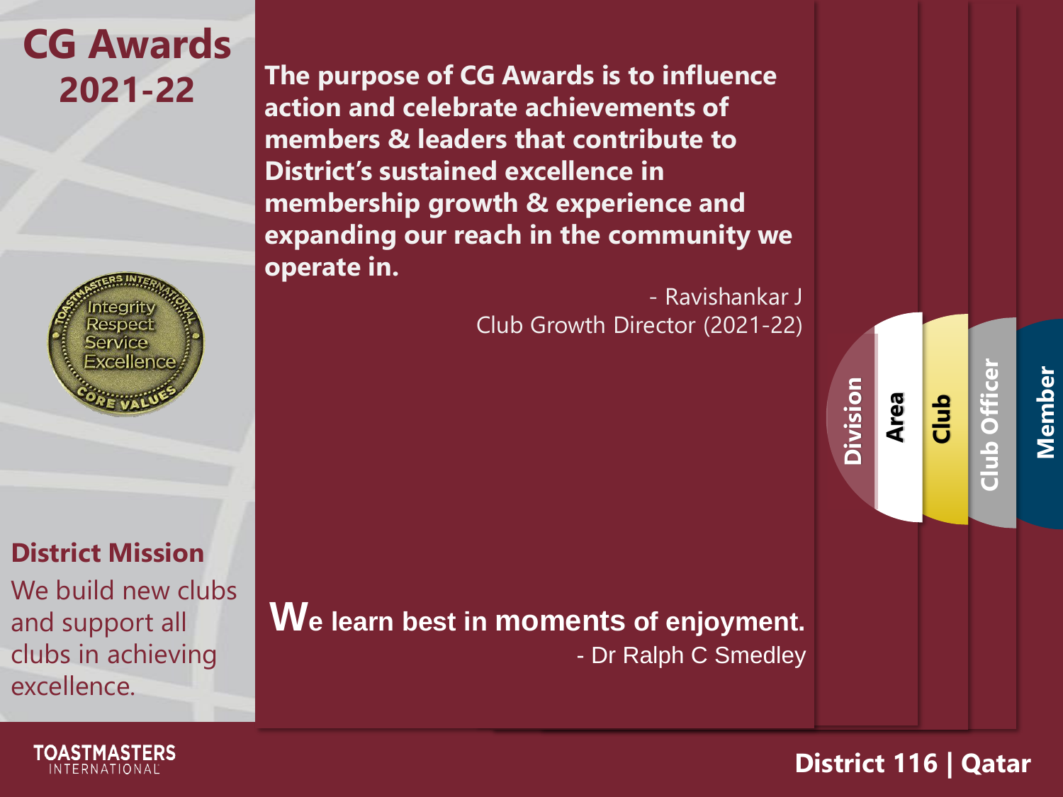# CG Awards 2021-22

Integrity
Respect
Service
Excellence
CORE VALUES

**The purpose of CG Awards is to influence action and celebrate achievements of members & leaders that contribute to District's sustained excellence in membership growth & experience and expanding our reach in the community we operate in.**

- Ravishankar J
Club Growth Director (2021-22)

Division | Area | Club | Club Officer | Member

**We learn best in moments of enjoyment.**
- Dr Ralph C Smedley

## District Mission

We build new clubs and support all clubs in achieving excellence.

TOASTMASTERS INTERNATIONAL

**District 116 | Qatar**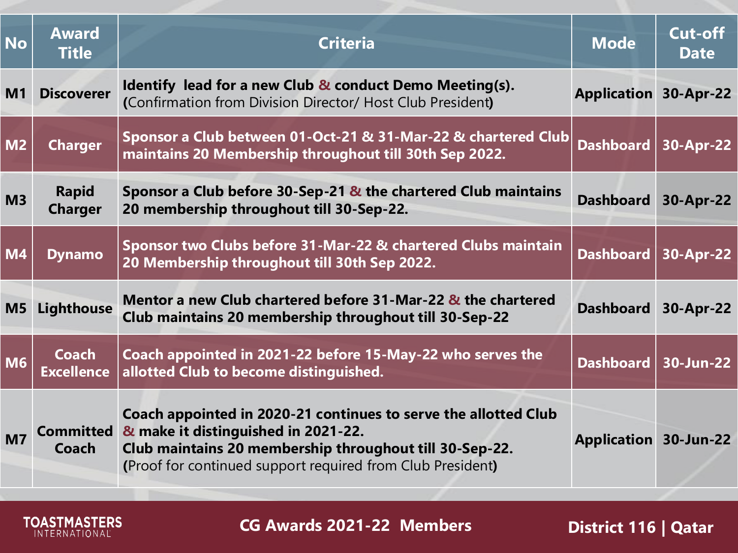| No | Award Title | Criteria | Mode | Cut-off Date |
|---|---|---|---|---|
| M1 | Discoverer | **Identify lead for a new Club & conduct Demo Meeting(s).** (Confirmation from Division Director/ Host Club President) | Application | 30-Apr-22 |
| M2 | Charger | Sponsor a Club between 01-Oct-21 & 31-Mar-22 & chartered Club maintains 20 Membership throughout till 30th Sep 2022. | Dashboard | 30-Apr-22 |
| M3 | Rapid Charger | Sponsor a Club before 30-Sep-21 & the chartered Club maintains 20 membership throughout till 30-Sep-22. | Dashboard | 30-Apr-22 |
| M4 | Dynamo | Sponsor two Clubs before 31-Mar-22 & chartered Clubs maintain 20 Membership throughout till 30th Sep 2022. | Dashboard | 30-Apr-22 |
| M5 | Lighthouse | Mentor a new Club chartered before 31-Mar-22 & the chartered Club maintains 20 membership throughout till 30-Sep-22 | Dashboard | 30-Apr-22 |
| M6 | Coach Excellence | Coach appointed in 2021-22 before 15-May-22 who serves the allotted Club to become distinguished. | Dashboard | 30-Jun-22 |
| M7 | Committed Coach | **Coach appointed in 2020-21 continues to serve the allotted Club & make it distinguished in 2021-22. Club maintains 20 membership throughout till 30-Sep-22.** (Proof for continued support required from Club President) | Application | 30-Jun-22 |

CG Awards 2021-22 Members

District 116 | Qatar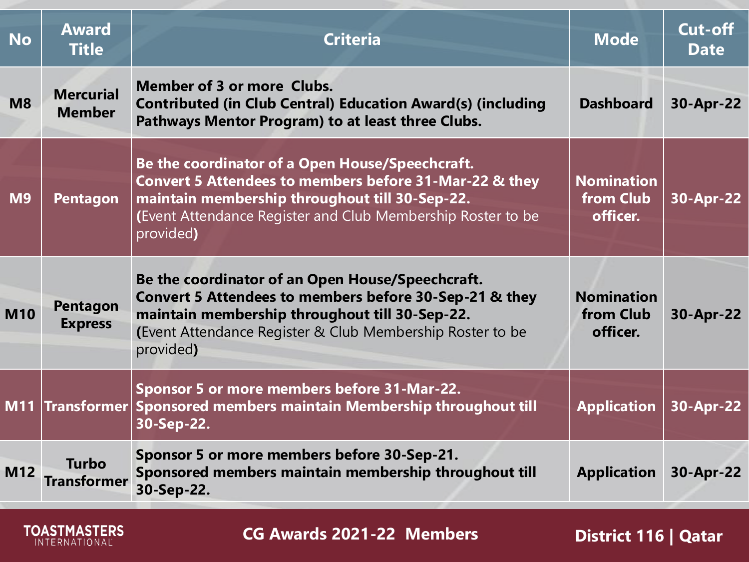| No | Award Title | Criteria | Mode | Cut-off Date |
|---|---|---|---|---|
| M8 | Mercurial Member | **Member of 3 or more Clubs.** **Contributed (in Club Central) Education Award(s) (including Pathways Mentor Program) to at least three Clubs.** | Dashboard | 30-Apr-22 |
| M9 | Pentagon | **Be the coordinator of a Open House/Speechcraft.** **Convert 5 Attendees to members before 31-Mar-22 & they maintain membership throughout till 30-Sep-22.** (Event Attendance Register and Club Membership Roster to be provided) | Nomination from Club officer. | 30-Apr-22 |
| M10 | Pentagon Express | **Be the coordinator of an Open House/Speechcraft.** **Convert 5 Attendees to members before 30-Sep-21 & they maintain membership throughout till 30-Sep-22.** (Event Attendance Register & Club Membership Roster to be provided) | Nomination from Club officer. | 30-Apr-22 |
| M11 | Transformer | **Sponsor 5 or more members before 31-Mar-22.** **Sponsored members maintain Membership throughout till 30-Sep-22.** | Application | 30-Apr-22 |
| M12 | Turbo Transformer | **Sponsor 5 or more members before 30-Sep-21.** **Sponsored members maintain membership throughout till 30-Sep-22.** | Application | 30-Apr-22 |

TOASTMASTERS INTERNATIONAL

CG Awards 2021-22 Members

District 116 | Qatar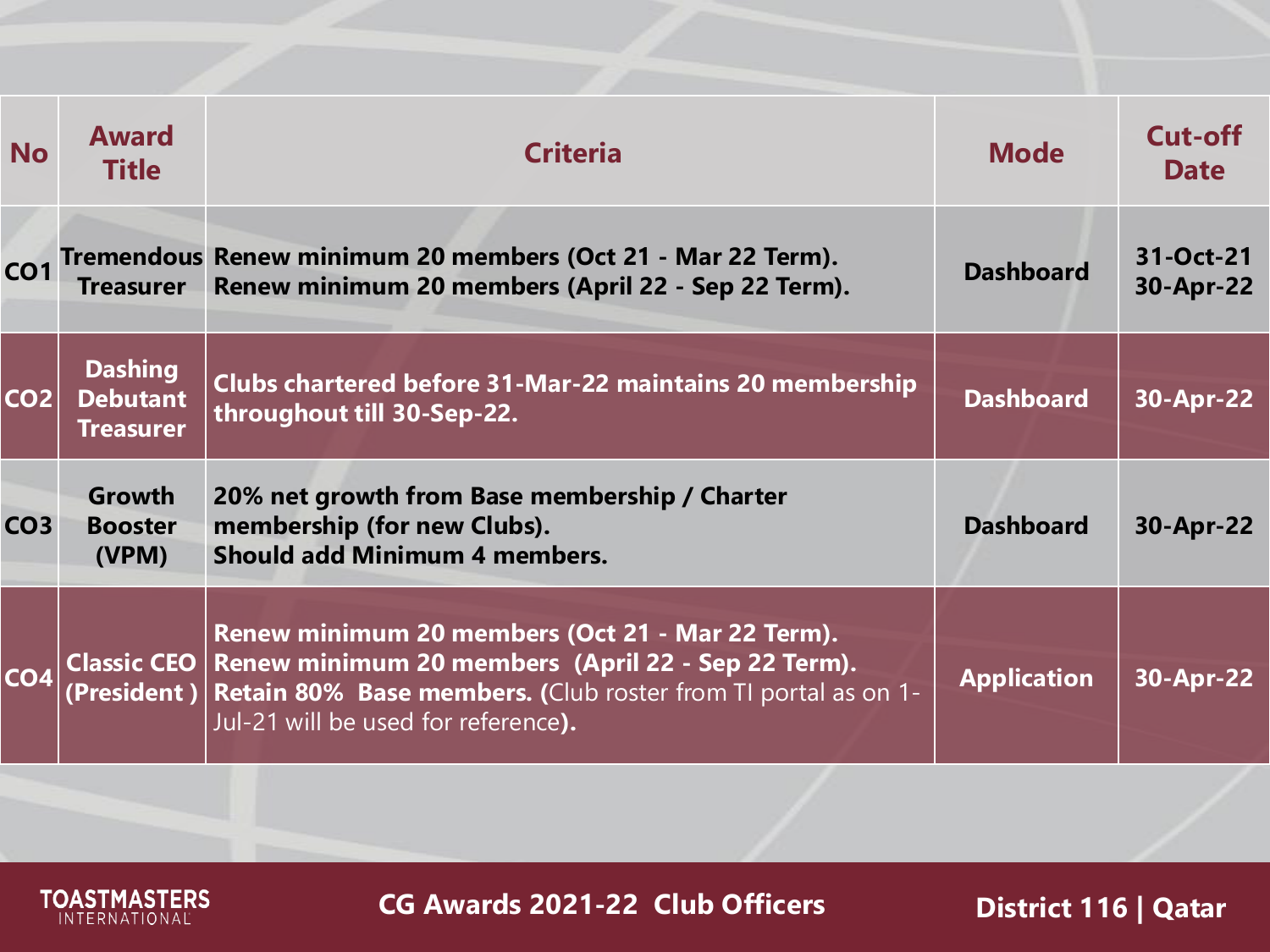| No | Award Title | Criteria | Mode | Cut-off Date |
|---|---|---|---|---|
| CO1 | Tremendous Treasurer | Renew minimum 20 members (Oct 21 - Mar 22 Term).<br>Renew minimum 20 members (April 22 - Sep 22 Term). | Dashboard | 31-Oct-21<br>30-Apr-22 |
| CO2 | Dashing Debutant Treasurer | Clubs chartered before 31-Mar-22 maintains 20 membership throughout till 30-Sep-22. | Dashboard | 30-Apr-22 |
| CO3 | Growth Booster (VPM) | 20% net growth from Base membership / Charter membership (for new Clubs).<br>Should add Minimum 4 members. | Dashboard | 30-Apr-22 |
| CO4 | Classic CEO (President ) | Renew minimum 20 members (Oct 21 - Mar 22 Term).<br>Renew minimum 20 members (April 22 - Sep 22 Term).<br>Retain 80% Base members. (Club roster from TI portal as on 1-Jul-21 will be used for reference). | Application | 30-Apr-22 |

**CG Awards 2021-22 Club Officers**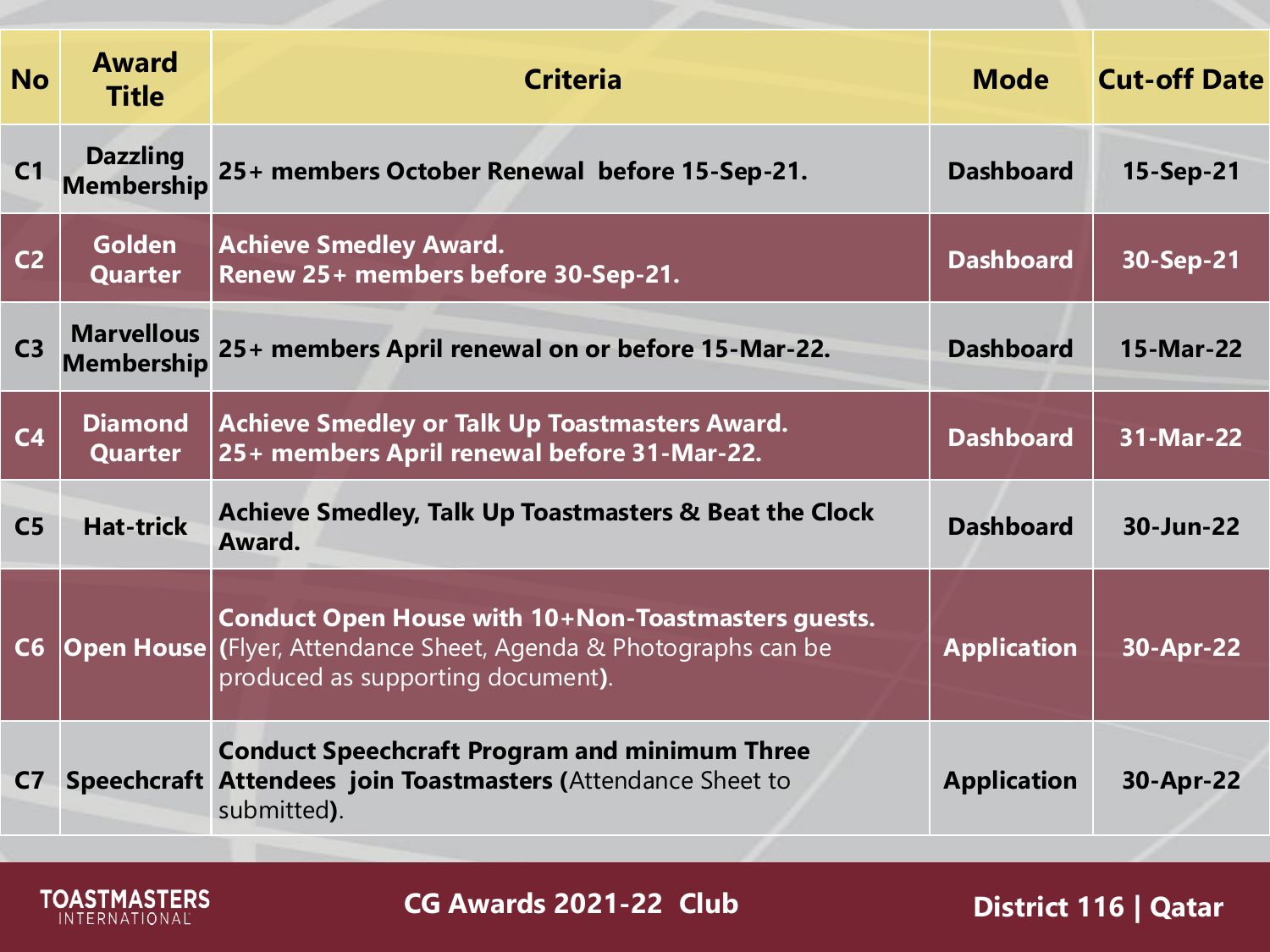| No | Award Title | Criteria | Mode | Cut-off Date |
|---|---|---|---|---|
| C1 | Dazzling Membership | 25+ members October Renewal before 15-Sep-21. | Dashboard | 15-Sep-21 |
| C2 | Golden Quarter | Achieve Smedley Award.<br>Renew 25+ members before 30-Sep-21. | Dashboard | 30-Sep-21 |
| C3 | Marvellous Membership | 25+ members April renewal on or before 15-Mar-22. | Dashboard | 15-Mar-22 |
| C4 | Diamond Quarter | Achieve Smedley or Talk Up Toastmasters Award.<br>25+ members April renewal before 31-Mar-22. | Dashboard | 31-Mar-22 |
| C5 | Hat-trick | Achieve Smedley, Talk Up Toastmasters & Beat the Clock Award. | Dashboard | 30-Jun-22 |
| C6 | Open House | **Conduct Open House with 10+Non-Toastmasters guests. (**Flyer, Attendance Sheet, Agenda & Photographs can be produced as supporting document**).** | Application | 30-Apr-22 |
| C7 | Speechcraft | **Conduct Speechcraft Program and minimum Three Attendees join Toastmasters (**Attendance Sheet to submitted**).** | Application | 30-Apr-22 |

CG Awards 2021-22 Club

District 116 | Qatar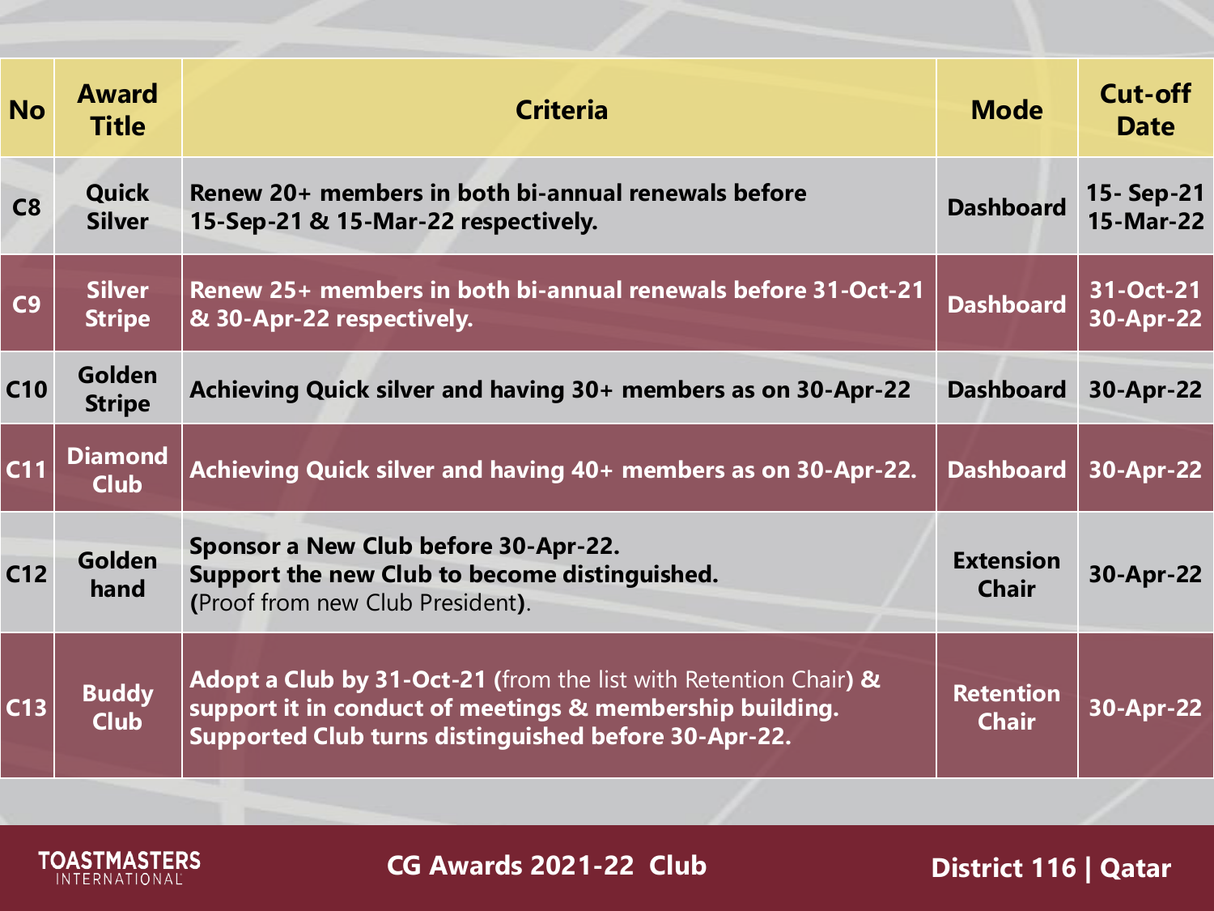| No | Award Title | Criteria | Mode | Cut-off Date |
|---|---|---|---|---|
| C8 | Quick Silver | Renew 20+ members in both bi-annual renewals before 15-Sep-21 & 15-Mar-22 respectively. | Dashboard | 15- Sep-21 15-Mar-22 |
| C9 | Silver Stripe | Renew 25+ members in both bi-annual renewals before 31-Oct-21 & 30-Apr-22 respectively. | Dashboard | 31-Oct-21 30-Apr-22 |
| C10 | Golden Stripe | Achieving Quick silver and having 30+ members as on 30-Apr-22 | Dashboard | 30-Apr-22 |
| C11 | Diamond Club | Achieving Quick silver and having 40+ members as on 30-Apr-22. | Dashboard | 30-Apr-22 |
| C12 | Golden hand | Sponsor a New Club before 30-Apr-22. Support the new Club to become distinguished. (Proof from new Club President). | Extension Chair | 30-Apr-22 |
| C13 | Buddy Club | Adopt a Club by 31-Oct-21 (from the list with Retention Chair) & support it in conduct of meetings & membership building. Supported Club turns distinguished before 30-Apr-22. | Retention Chair | 30-Apr-22 |

TOASTMASTERS INTERNATIONAL | CG Awards 2021-22 Club | District 116 | Qatar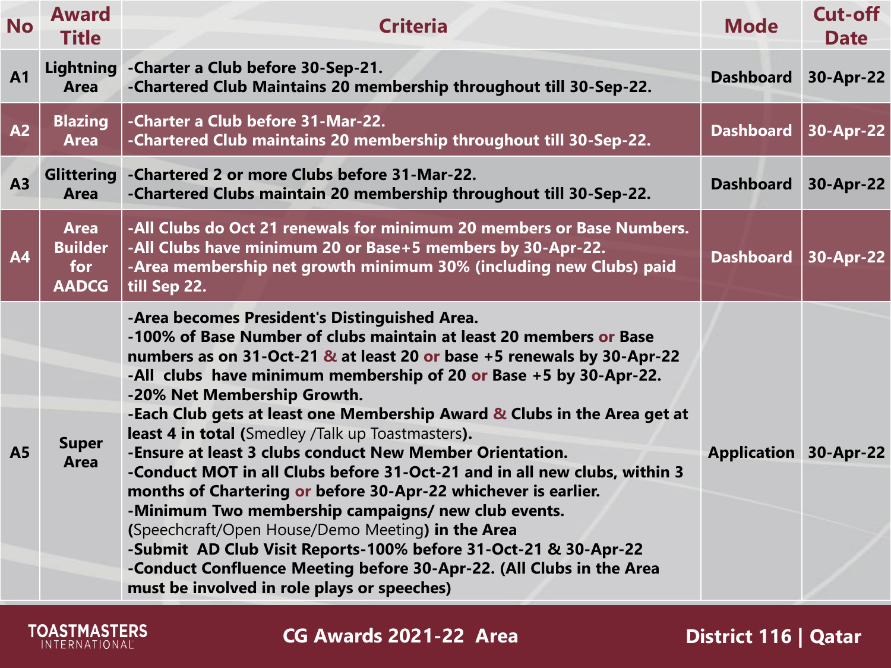| No | Award Title | Criteria | Mode | Cut-off Date |
|---|---|---|---|---|
| A1 | Lightning Area | -Charter a Club before 30-Sep-21.<br>-Chartered Club Maintains 20 membership throughout till 30-Sep-22. | Dashboard | 30-Apr-22 |
| A2 | Blazing Area | -Charter a Club before 31-Mar-22.<br>-Chartered Club maintains 20 membership throughout till 30-Sep-22. | Dashboard | 30-Apr-22 |
| A3 | Glittering Area | -Chartered 2 or more Clubs before 31-Mar-22.<br>-Chartered Clubs maintain 20 membership throughout till 30-Sep-22. | Dashboard | 30-Apr-22 |
| A4 | Area Builder for AADCG | -All Clubs do Oct 21 renewals for minimum 20 members or Base Numbers.<br>-All Clubs have minimum 20 or Base+5 members by 30-Apr-22.<br>-Area membership net growth minimum 30% (including new Clubs) paid till Sep 22. | Dashboard | 30-Apr-22 |
| A5 | Super Area | -Area becomes President's Distinguished Area.<br>-100% of Base Number of clubs maintain at least 20 members or Base numbers as on 31-Oct-21 & at least 20 or base +5 renewals by 30-Apr-22<br>-All clubs have minimum membership of 20 or Base +5 by 30-Apr-22.<br>-20% Net Membership Growth.<br>-Each Club gets at least one Membership Award & Clubs in the Area get at least 4 in total (Smedley /Talk up Toastmasters).<br>-Ensure at least 3 clubs conduct New Member Orientation.<br>-Conduct MOT in all Clubs before 31-Oct-21 and in all new clubs, within 3 months of Chartering or before 30-Apr-22 whichever is earlier.<br>-Minimum Two membership campaigns/ new club events. (Speechcraft/Open House/Demo Meeting) in the Area<br>-Submit AD Club Visit Reports-100% before 31-Oct-21 & 30-Apr-22<br>-Conduct Confluence Meeting before 30-Apr-22. (All Clubs in the Area must be involved in role plays or speeches) | Application | 30-Apr-22 |

CG Awards 2021-22 Area

District 116 | Qatar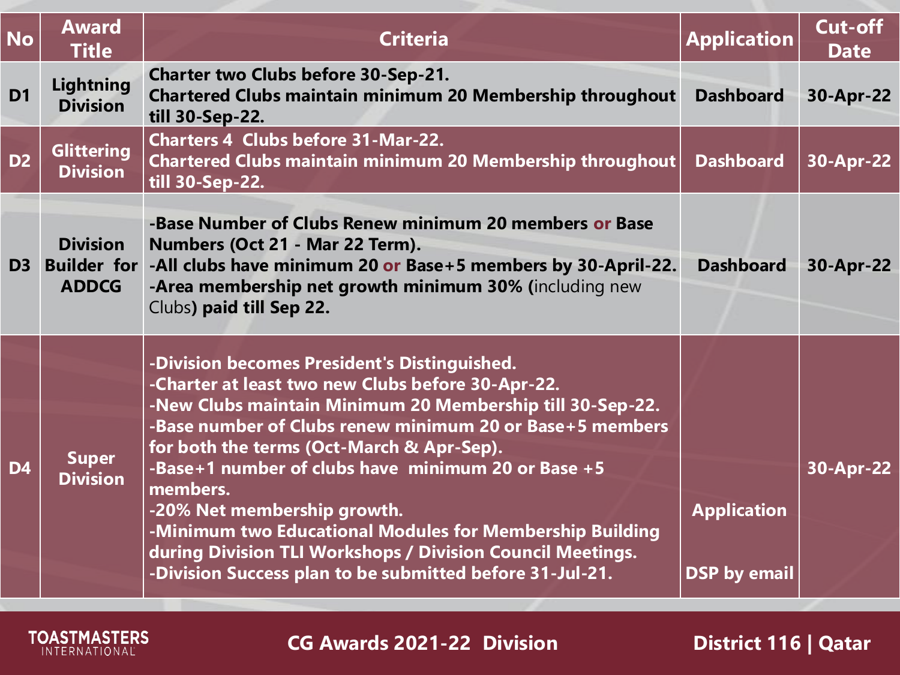| No | Award Title | Criteria | Application | Cut-off Date |
|---|---|---|---|---|
| D1 | Lightning Division | Charter two Clubs before 30-Sep-21.<br>Chartered Clubs maintain minimum 20 Membership throughout till 30-Sep-22. | Dashboard | 30-Apr-22 |
| D2 | Glittering Division | Charters 4 Clubs before 31-Mar-22.<br>Chartered Clubs maintain minimum 20 Membership throughout till 30-Sep-22. | Dashboard | 30-Apr-22 |
| D3 | Division Builder for ADDCG | -Base Number of Clubs Renew minimum 20 members or Base Numbers (Oct 21 - Mar 22 Term).<br>-All clubs have minimum 20 or Base+5 members by 30-April-22.<br>-Area membership net growth minimum 30% (including new Clubs) paid till Sep 22. | Dashboard | 30-Apr-22 |
| D4 | Super Division | -Division becomes President's Distinguished.<br>-Charter at least two new Clubs before 30-Apr-22.<br>-New Clubs maintain Minimum 20 Membership till 30-Sep-22.<br>-Base number of Clubs renew minimum 20 or Base+5 members for both the terms (Oct-March & Apr-Sep).<br>-Base+1 number of clubs have minimum 20 or Base +5 members.<br>-20% Net membership growth.<br>-Minimum two Educational Modules for Membership Building during Division TLI Workshops / Division Council Meetings.<br>-Division Success plan to be submitted before 31-Jul-21. | Application<br><br>DSP by email | 30-Apr-22 |

CG Awards 2021-22 Division

District 116 | Qatar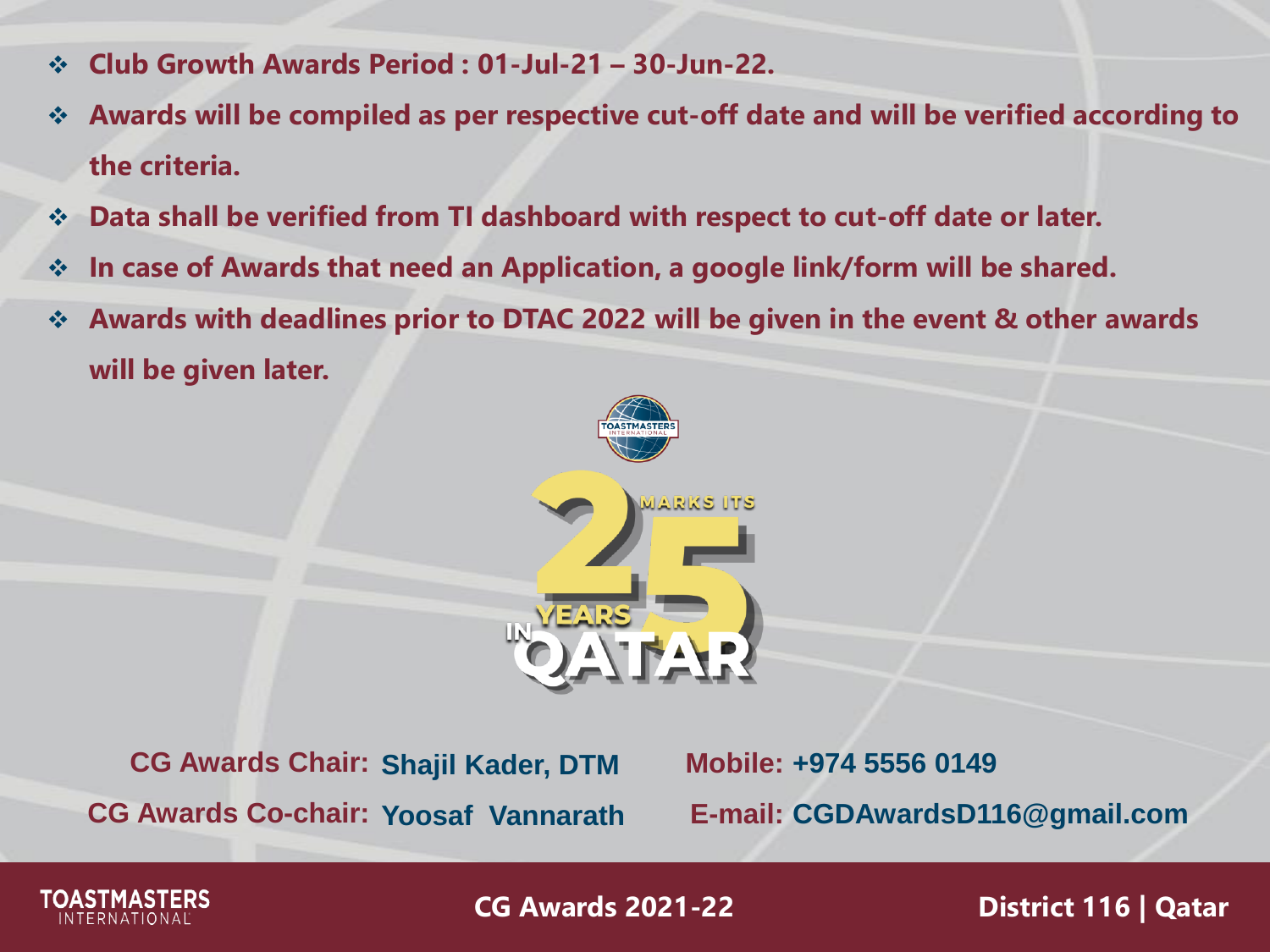- **Club Growth Awards Period : 01-Jul-21 – 30-Jun-22.**
- **Awards will be compiled as per respective cut-off date and will be verified according to the criteria.**
- **Data shall be verified from TI dashboard with respect to cut-off date or later.**
- **In case of Awards that need an Application, a google link/form will be shared.**
- **Awards with deadlines prior to DTAC 2022 will be given in the event & other awards will be given later.**

**CG Awards Chair:** Shajil Kader, DTM

**CG Awards Co-chair:** Yoosaf Vannarath

**Mobile:** +974 5556 0149

**E-mail:** CGDAwardsD116@gmail.com